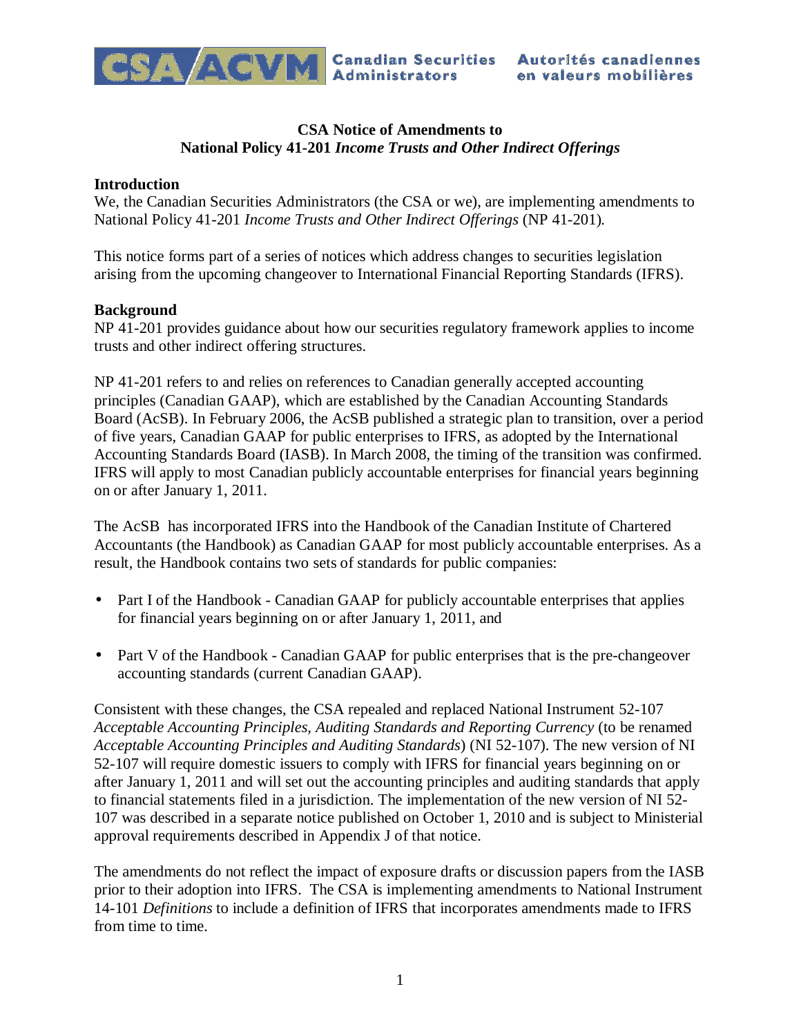**CSA Notice of Amendments to**
**National Policy 41-201 *Income Trusts and Other Indirect Offerings***

**Introduction**

We, the Canadian Securities Administrators (the CSA or we), are implementing amendments to National Policy 41-201 *Income Trusts and Other Indirect Offerings* (NP 41-201).

This notice forms part of a series of notices which address changes to securities legislation arising from the upcoming changeover to International Financial Reporting Standards (IFRS).

**Background**

NP 41-201 provides guidance about how our securities regulatory framework applies to income trusts and other indirect offering structures.

NP 41-201 refers to and relies on references to Canadian generally accepted accounting principles (Canadian GAAP), which are established by the Canadian Accounting Standards Board (AcSB). In February 2006, the AcSB published a strategic plan to transition, over a period of five years, Canadian GAAP for public enterprises to IFRS, as adopted by the International Accounting Standards Board (IASB). In March 2008, the timing of the transition was confirmed. IFRS will apply to most Canadian publicly accountable enterprises for financial years beginning on or after January 1, 2011.

The AcSB has incorporated IFRS into the Handbook of the Canadian Institute of Chartered Accountants (the Handbook) as Canadian GAAP for most publicly accountable enterprises. As a result, the Handbook contains two sets of standards for public companies:

- Part I of the Handbook - Canadian GAAP for publicly accountable enterprises that applies for financial years beginning on or after January 1, 2011, and
- Part V of the Handbook - Canadian GAAP for public enterprises that is the pre-changeover accounting standards (current Canadian GAAP).

Consistent with these changes, the CSA repealed and replaced National Instrument 52-107 *Acceptable Accounting Principles, Auditing Standards and Reporting Currency* (to be renamed *Acceptable Accounting Principles and Auditing Standards*) (NI 52-107). The new version of NI 52-107 will require domestic issuers to comply with IFRS for financial years beginning on or after January 1, 2011 and will set out the accounting principles and auditing standards that apply to financial statements filed in a jurisdiction. The implementation of the new version of NI 52-107 was described in a separate notice published on October 1, 2010 and is subject to Ministerial approval requirements described in Appendix J of that notice.

The amendments do not reflect the impact of exposure drafts or discussion papers from the IASB prior to their adoption into IFRS. The CSA is implementing amendments to National Instrument 14-101 *Definitions* to include a definition of IFRS that incorporates amendments made to IFRS from time to time.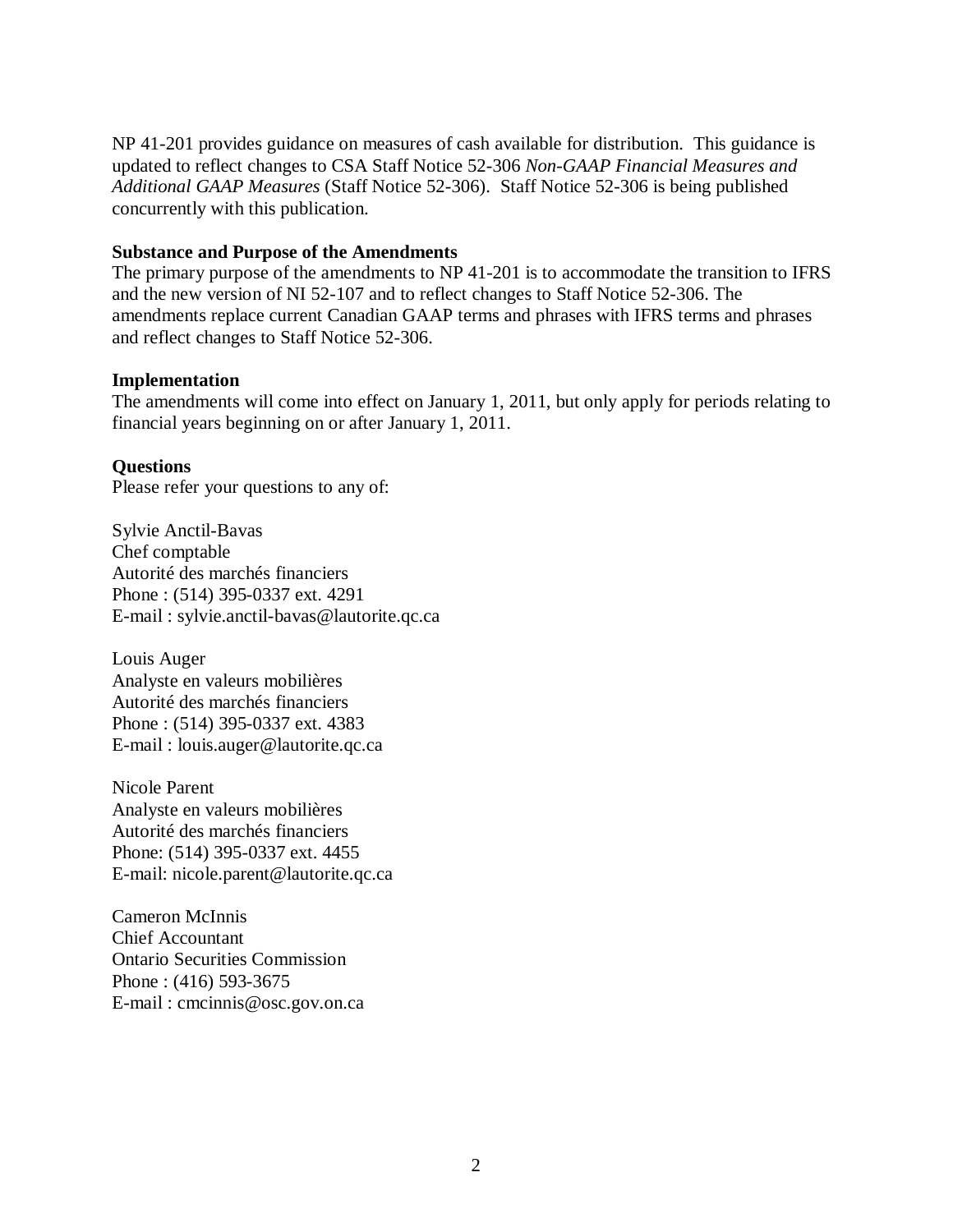NP 41-201 provides guidance on measures of cash available for distribution. This guidance is updated to reflect changes to CSA Staff Notice 52-306 *Non-GAAP Financial Measures and Additional GAAP Measures* (Staff Notice 52-306). Staff Notice 52-306 is being published concurrently with this publication.

**Substance and Purpose of the Amendments**

The primary purpose of the amendments to NP 41-201 is to accommodate the transition to IFRS and the new version of NI 52-107 and to reflect changes to Staff Notice 52-306. The amendments replace current Canadian GAAP terms and phrases with IFRS terms and phrases and reflect changes to Staff Notice 52-306.

**Implementation**

The amendments will come into effect on January 1, 2011, but only apply for periods relating to financial years beginning on or after January 1, 2011.

**Questions**

Please refer your questions to any of:

Sylvie Anctil-Bavas
Chef comptable
Autorité des marchés financiers
Phone : (514) 395-0337 ext. 4291
E-mail : sylvie.anctil-bavas@lautorite.qc.ca

Louis Auger
Analyste en valeurs mobilières
Autorité des marchés financiers
Phone : (514) 395-0337 ext. 4383
E-mail : louis.auger@lautorite.qc.ca

Nicole Parent
Analyste en valeurs mobilières
Autorité des marchés financiers
Phone: (514) 395-0337 ext. 4455
E-mail: nicole.parent@lautorite.qc.ca

Cameron McInnis
Chief Accountant
Ontario Securities Commission
Phone : (416) 593-3675
E-mail : cmcinnis@osc.gov.on.ca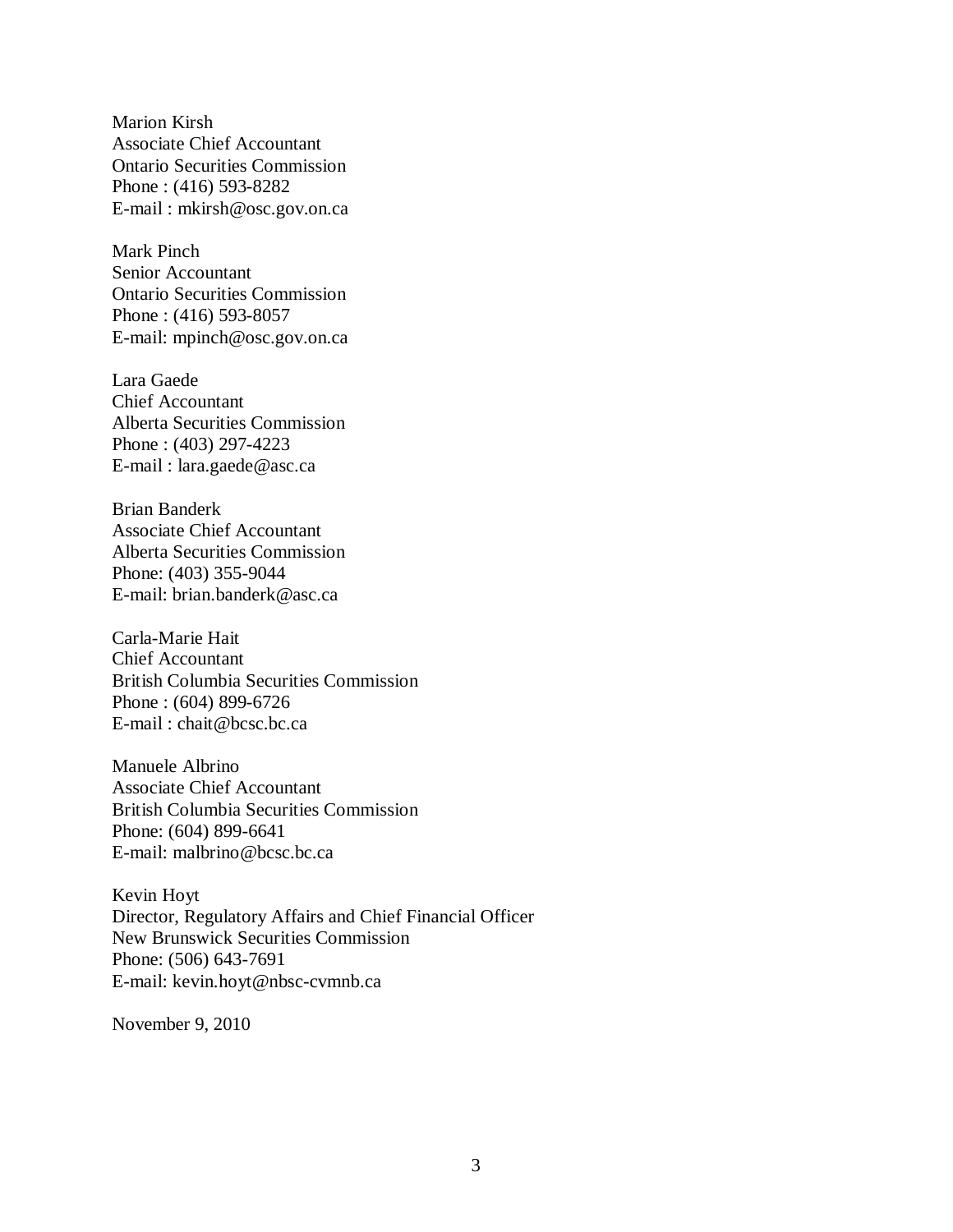Marion Kirsh
Associate Chief Accountant
Ontario Securities Commission
Phone : (416) 593-8282
E-mail : mkirsh@osc.gov.on.ca

Mark Pinch
Senior Accountant
Ontario Securities Commission
Phone : (416) 593-8057
E-mail: mpinch@osc.gov.on.ca

Lara Gaede
Chief Accountant
Alberta Securities Commission
Phone : (403) 297-4223
E-mail : lara.gaede@asc.ca

Brian Banderk
Associate Chief Accountant
Alberta Securities Commission
Phone: (403) 355-9044
E-mail: brian.banderk@asc.ca

Carla-Marie Hait
Chief Accountant
British Columbia Securities Commission
Phone : (604) 899-6726
E-mail : chait@bcsc.bc.ca

Manuele Albrino
Associate Chief Accountant
British Columbia Securities Commission
Phone: (604) 899-6641
E-mail: malbrino@bcsc.bc.ca

Kevin Hoyt
Director, Regulatory Affairs and Chief Financial Officer
New Brunswick Securities Commission
Phone: (506) 643-7691
E-mail: kevin.hoyt@nbsc-cvmnb.ca

November 9, 2010